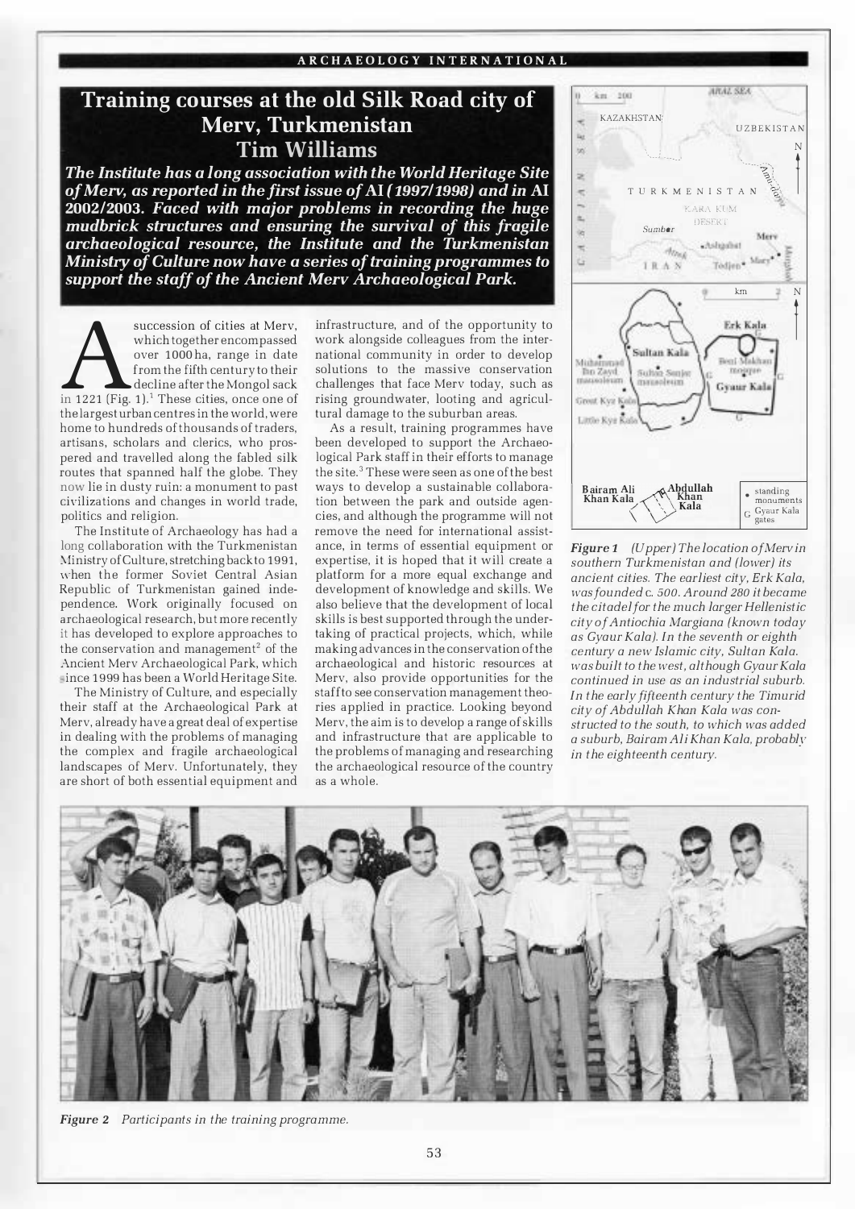# Training courses at the old Silk Road city of Merv, Turkmenistan

## Tim Williams

***The Institute has a long association with the World Heritage Site of Merv, as reported in the first issue of AI (1997/1998) and in AI 2002/2003. Faced with major problems in recording the huge mudbrick structures and ensuring the survival of this fragile archaeological resource, the Institute and the Turkmenistan Ministry of Culture now have a series of training programmes to support the staff of the Ancient Merv Archaeological Park.***

A succession of cities at Merv, which together encompassed over 1000 ha, range in date from the fifth century to their decline after the Mongol sack in 1221 (Fig. 1).[1] These cities, once one of the largest urban centres in the world, were home to hundreds of thousands of traders, artisans, scholars and clerics, who prospered and travelled along the fabled silk routes that spanned half the globe. They now lie in dusty ruin: a monument to past civilizations and changes in world trade, politics and religion.

The Institute of Archaeology has had a long collaboration with the Turkmenistan Ministry of Culture, stretching back to 1991, when the former Soviet Central Asian Republic of Turkmenistan gained independence. Work originally focused on archaeological research, but more recently it has developed to explore approaches to the conservation and management[2] of the Ancient Merv Archaeological Park, which since 1999 has been a World Heritage Site.

The Ministry of Culture, and especially their staff at the Archaeological Park at Merv, already have a great deal of expertise in dealing with the problems of managing the complex and fragile archaeological landscapes of Merv. Unfortunately, they are short of both essential equipment and infrastructure, and of the opportunity to work alongside colleagues from the international community in order to develop solutions to the massive conservation challenges that face Merv today, such as rising groundwater, looting and agricultural damage to the suburban areas.

As a result, training programmes have been developed to support the Archaeological Park staff in their efforts to manage the site.[3] These were seen as one of the best ways to develop a sustainable collaboration between the park and outside agencies, and although the programme will not remove the need for international assistance, in terms of essential equipment or expertise, it is hoped that it will create a platform for a more equal exchange and development of knowledge and skills. We also believe that the development of local skills is best supported through the undertaking of practical projects, which, while making advances in the conservation of the archaeological and historic resources at Merv, also provide opportunities for the staff to see conservation management theories applied in practice. Looking beyond Merv, the aim is to develop a range of skills and infrastructure that are applicable to the problems of managing and researching the archaeological resource of the country as a whole.

*Figure 1 (Upper) The location of Merv in southern Turkmenistan and (lower) its ancient cities. The earliest city, Erk Kala, was founded c. 500. Around 280 it became the citadel for the much larger Hellenistic city of Antiochia Margiana (known today as Gyaur Kala). In the seventh or eighth century a new Islamic city, Sultan Kala, was built to the west, although Gyaur Kala continued in use as an industrial suburb. In the early fifteenth century the Timurid city of Abdullah Khan Kala was constructed to the south, to which was added a suburb, Bairam Ali Khan Kala, probably in the eighteenth century.*

*Figure 2 Participants in the training programme.*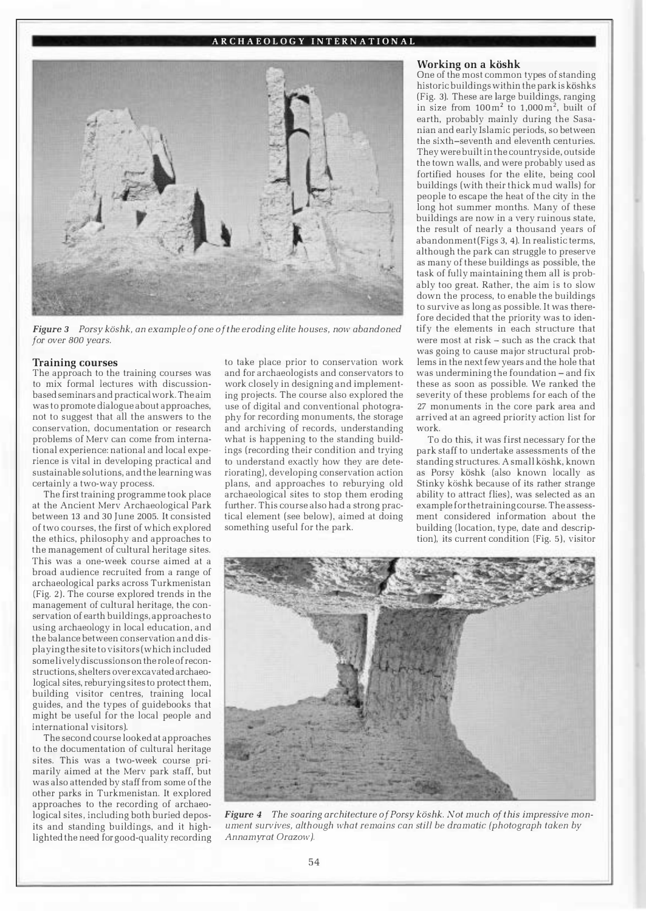*Figure 3 Porsy köshk, an example of one of the eroding elite houses, now abandoned for over 800 years.*

## Training courses

The approach to the training courses was to mix formal lectures with discussion-based seminars and practical work. The aim was to promote dialogue about approaches, not to suggest that all the answers to the conservation, documentation or research problems of Merv can come from international experience: national and local experience is vital in developing practical and sustainable solutions, and the learning was certainly a two-way process.

The first training programme took place at the Ancient Merv Archaeological Park between 13 and 30 June 2005. It consisted of two courses, the first of which explored the ethics, philosophy and approaches to the management of cultural heritage sites. This was a one-week course aimed at a broad audience recruited from a range of archaeological parks across Turkmenistan (Fig. 2). The course explored trends in the management of cultural heritage, the conservation of earth buildings, approaches to using archaeology in local education, and the balance between conservation and displaying the site to visitors (which included some lively discussions on the role of reconstructions, shelters over excavated archaeological sites, reburying sites to protect them, building visitor centres, training local guides, and the types of guidebooks that might be useful for the local people and international visitors).

The second course looked at approaches to the documentation of cultural heritage sites. This was a two-week course primarily aimed at the Merv park staff, but was also attended by staff from some of the other parks in Turkmenistan. It explored approaches to the recording of archaeological sites, including both buried deposits and standing buildings, and it highlighted the need for good-quality recording to take place prior to conservation work and for archaeologists and conservators to work closely in designing and implementing projects. The course also explored the use of digital and conventional photography for recording monuments, the storage and archiving of records, understanding what is happening to the standing buildings (recording their condition and trying to understand exactly how they are deteriorating), developing conservation action plans, and approaches to reburying old archaeological sites to stop them eroding further. This course also had a strong practical element (see below), aimed at doing something useful for the park.

## Working on a köshk

One of the most common types of standing historic buildings within the park is köshks (Fig. 3). These are large buildings, ranging in size from $100\,m^2$ to $1{,}000\,m^2$, built of earth, probably mainly during the Sasanian and early Islamic periods, so between the sixth–seventh and eleventh centuries. They were built in the countryside, outside the town walls, and were probably used as fortified houses for the elite, being cool buildings (with their thick mud walls) for people to escape the heat of the city in the long hot summer months. Many of these buildings are now in a very ruinous state, the result of nearly a thousand years of abandonment (Figs 3, 4). In realistic terms, although the park can struggle to preserve as many of these buildings as possible, the task of fully maintaining them all is probably too great. Rather, the aim is to slow down the process, to enable the buildings to survive as long as possible. It was therefore decided that the priority was to identify the elements in each structure that were most at risk – such as the crack that was going to cause major structural problems in the next few years and the hole that was undermining the foundation – and fix these as soon as possible. We ranked the severity of these problems for each of the 27 monuments in the core park area and arrived at an agreed priority action list for work.

To do this, it was first necessary for the park staff to undertake assessments of the standing structures. A small köshk, known as Porsy köshk (also known locally as Stinky köshk because of its rather strange ability to attract flies), was selected as an example for the training course. The assessment considered information about the building (location, type, date and description), its current condition (Fig. 5), visitor

*Figure 4 The soaring architecture of Porsy köshk. Not much of this impressive monument survives, although what remains can still be dramatic (photograph taken by Annamyrat Orazow).*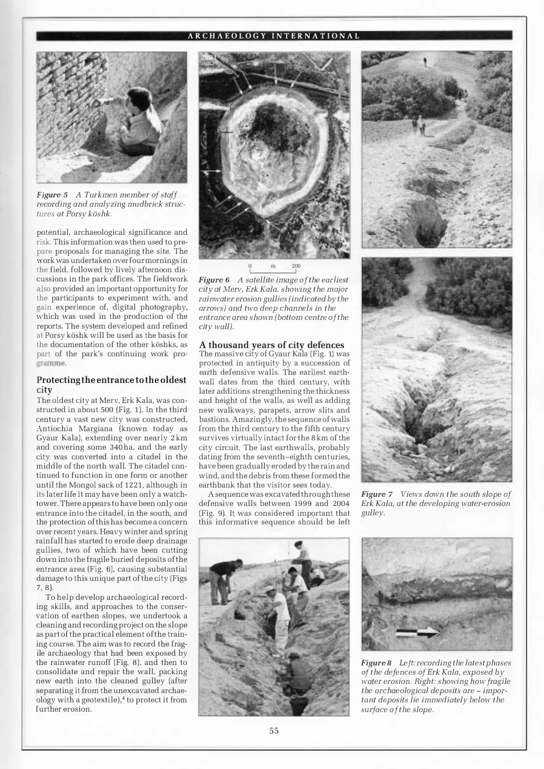*Figure 5* *A Turkmen member of staff recording and analyzing mudbrick structures at Porsy köshk.*

potential, archaeological significance and risk. This information was then used to prepare proposals for managing the site. The work was undertaken over four mornings in the field, followed by lively afternoon discussions in the park offices. The fieldwork also provided an important opportunity for the participants to experiment with, and gain experience of, digital photography, which was used in the production of the reports. The system developed and refined at Porsy köshk will be used as the basis for the documentation of the other köshks, as part of the park's continuing work programme.

### Protecting the entrance to the oldest city

The oldest city at Merv, Erk Kala, was constructed in about 500 (Fig. 1). In the third century a vast new city was constructed, Antiochia Margiana (known today as Gyaur Kala), extending over nearly 2 km and covering some 340 ha, and the early city was converted into a citadel in the middle of the north wall. The citadel continued to function in one form or another until the Mongol sack of 1221, although in its later life it may have been only a watchtower. There appears to have been only one entrance into the citadel, in the south, and the protection of this has become a concern over recent years. Heavy winter and spring rainfall has started to erode deep drainage gullies, two of which have been cutting down into the fragile buried deposits of the entrance area (Fig. 6), causing substantial damage to this unique part of the city (Figs 7, 8).

To help develop archaeological recording skills, and approaches to the conservation of earthen slopes, we undertook a cleaning and recording project on the slope as part of the practical element of the training course. The aim was to record the fragile archaeology that had been exposed by the rainwater runoff (Fig. 8), and then to consolidate and repair the wall, packing new earth into the cleaned gulley (after separating it from the unexcavated archaeology with a geotextile),[4] to protect it from further erosion.

0 m 200

*Figure 6* *A satellite image of the earliest city at Merv, Erk Kala, showing the major rainwater erosion gullies (indicated by the arrows) and two deep channels in the entrance area shown (bottom centre of the city wall).*

### A thousand years of city defences

The massive city of Gyaur Kala (Fig. 1) was protected in antiquity by a succession of earth defensive walls. The earliest earthwall dates from the third century, with later additions strengthening the thickness and height of the walls, as well as adding new walkways, parapets, arrow slits and bastions. Amazingly, the sequence of walls from the third century to the fifth century survives virtually intact for the 8 km of the city circuit. The last earthwalls, probably dating from the seventh–eighth centuries, have been gradually eroded by the rain and wind, and the debris from these formed the earthbank that the visitor sees today.

A sequence was excavated through these defensive walls between 1999 and 2004 (Fig. 9). It was considered important that this informative sequence should be left

*Figure 7* *Views down the south slope of Erk Kala, at the developing water-erosion gulley.*

*Figure 8* *Left: recording the latest phases of the defences of Erk Kala, exposed by water erosion. Right: showing how fragile the archaeological deposits are – important deposits lie immediately below the surface of the slope.*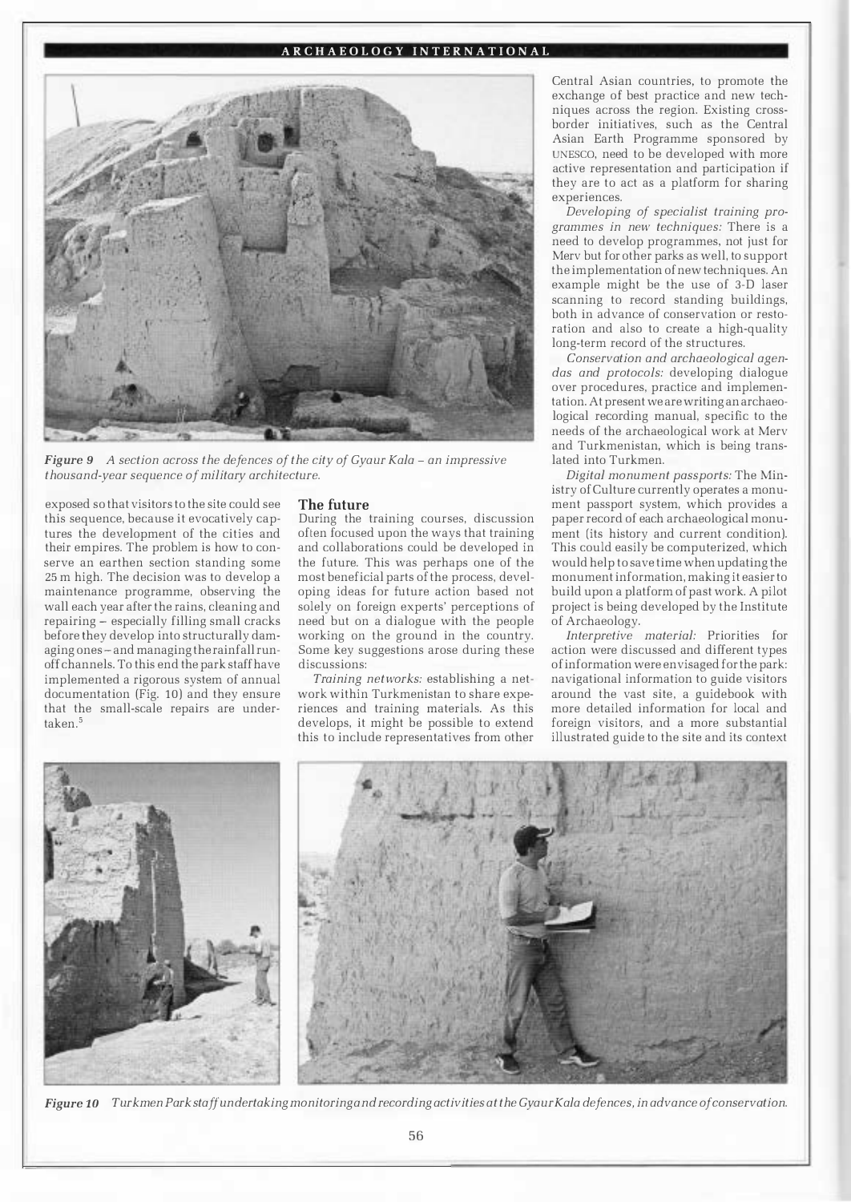*Figure 9* *A section across the defences of the city of Gyaur Kala – an impressive thousand-year sequence of military architecture.*

exposed so that visitors to the site could see this sequence, because it evocatively captures the development of the cities and their empires. The problem is how to conserve an earthen section standing some 25 m high. The decision was to develop a maintenance programme, observing the wall each year after the rains, cleaning and repairing – especially filling small cracks before they develop into structurally damaging ones – and managing the rainfall runoff channels. To this end the park staff have implemented a rigorous system of annual documentation (Fig. 10) and they ensure that the small-scale repairs are undertaken.[5]

## The future

During the training courses, discussion often focused upon the ways that training and collaborations could be developed in the future. This was perhaps one of the most beneficial parts of the process, developing ideas for future action based not solely on foreign experts' perceptions of need but on a dialogue with the people working on the ground in the country. Some key suggestions arose during these discussions:

*Training networks:* establishing a network within Turkmenistan to share experiences and training materials. As this develops, it might be possible to extend this to include representatives from other Central Asian countries, to promote the exchange of best practice and new techniques across the region. Existing cross-border initiatives, such as the Central Asian Earth Programme sponsored by UNESCO, need to be developed with more active representation and participation if they are to act as a platform for sharing experiences.

*Developing of specialist training programmes in new techniques:* There is a need to develop programmes, not just for Merv but for other parks as well, to support the implementation of new techniques. An example might be the use of 3-D laser scanning to record standing buildings, both in advance of conservation or restoration and also to create a high-quality long-term record of the structures.

*Conservation and archaeological agendas and protocols:* developing dialogue over procedures, practice and implementation. At present we are writing an archaeological recording manual, specific to the needs of the archaeological work at Merv and Turkmenistan, which is being translated into Turkmen.

*Digital monument passports:* The Ministry of Culture currently operates a monument passport system, which provides a paper record of each archaeological monument (its history and current condition). This could easily be computerized, which would help to save time when updating the monument information, making it easier to build upon a platform of past work. A pilot project is being developed by the Institute of Archaeology.

*Interpretive material:* Priorities for action were discussed and different types of information were envisaged for the park: navigational information to guide visitors around the vast site, a guidebook with more detailed information for local and foreign visitors, and a more substantial illustrated guide to the site and its context

*Figure 10* *Turkmen Park staff undertaking monitoring and recording activities at the Gyaur Kala defences, in advance of conservation.*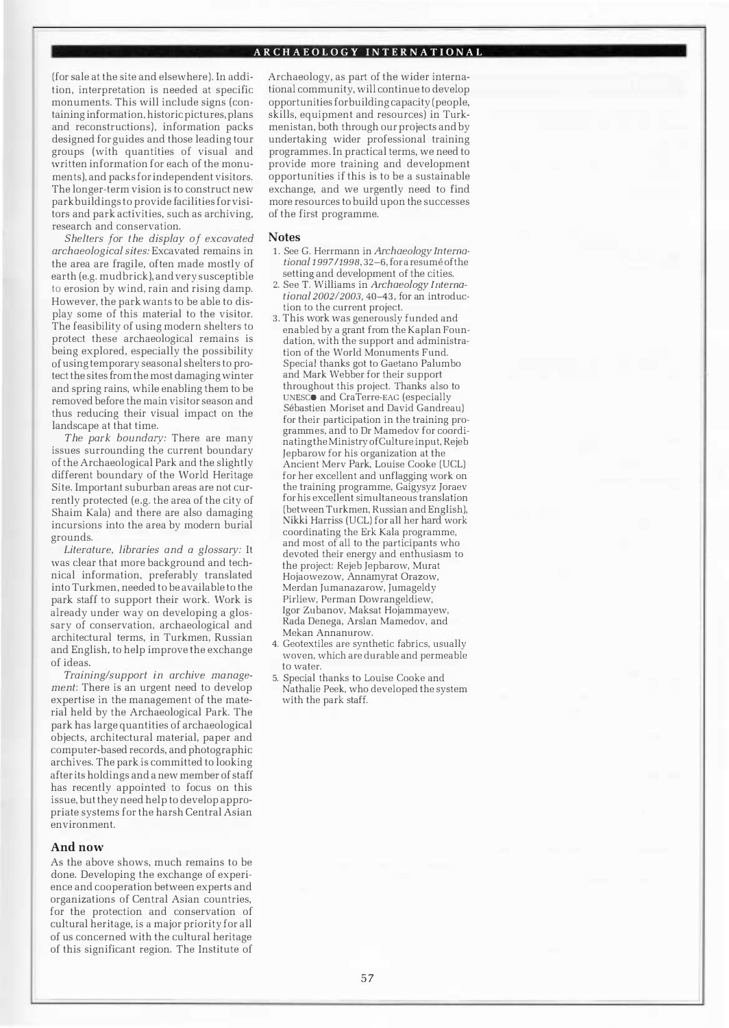(for sale at the site and elsewhere). In addition, interpretation is needed at specific monuments. This will include signs (containing information, historic pictures, plans and reconstructions), information packs designed for guides and those leading tour groups (with quantities of visual and written information for each of the monuments), and packs for independent visitors. The longer-term vision is to construct new park buildings to provide facilities for visitors and park activities, such as archiving, research and conservation.

*Shelters for the display of excavated archaeological sites:* Excavated remains in the area are fragile, often made mostly of earth (e.g. mudbrick), and very susceptible to erosion by wind, rain and rising damp. However, the park wants to be able to display some of this material to the visitor. The feasibility of using modern shelters to protect these archaeological remains is being explored, especially the possibility of using temporary seasonal shelters to protect the sites from the most damaging winter and spring rains, while enabling them to be removed before the main visitor season and thus reducing their visual impact on the landscape at that time.

*The park boundary:* There are many issues surrounding the current boundary of the Archaeological Park and the slightly different boundary of the World Heritage Site. Important suburban areas are not currently protected (e.g. the area of the city of Shaim Kala) and there are also damaging incursions into the area by modern burial grounds.

*Literature, libraries and a glossary:* It was clear that more background and technical information, preferably translated into Turkmen, needed to be available to the park staff to support their work. Work is already under way on developing a glossary of conservation, archaeological and architectural terms, in Turkmen, Russian and English, to help improve the exchange of ideas.

*Training/support in archive management*: There is an urgent need to develop expertise in the management of the material held by the Archaeological Park. The park has large quantities of archaeological objects, architectural material, paper and computer-based records, and photographic archives. The park is committed to looking after its holdings and a new member of staff has recently appointed to focus on this issue, but they need help to develop appropriate systems for the harsh Central Asian environment.

## And now

As the above shows, much remains to be done. Developing the exchange of experience and cooperation between experts and organizations of Central Asian countries, for the protection and conservation of cultural heritage, is a major priority for all of us concerned with the cultural heritage of this significant region. The Institute of Archaeology, as part of the wider international community, will continue to develop opportunities for building capacity (people, skills, equipment and resources) in Turkmenistan, both through our projects and by undertaking wider professional training programmes. In practical terms, we need to provide more training and development opportunities if this is to be a sustainable exchange, and we urgently need to find more resources to build upon the successes of the first programme.

## Notes

1. See G. Herrmann in *Archaeology International 1997/1998*, 32–6, for a resumé of the setting and development of the cities.
2. See T. Williams in *Archaeology International 2002/2003*, 40–43, for an introduction to the current project.
3. This work was generously funded and enabled by a grant from the Kaplan Foundation, with the support and administration of the World Monuments Fund. Special thanks got to Gaetano Palumbo and Mark Webber for their support throughout this project. Thanks also to UNESCO and CraTerre-EAG (especially Sébastien Moriset and David Gandreau) for their participation in the training programmes, and to Dr Mamedov for coordinating the Ministry of Culture input, Rejeb Jepbarow for his organization at the Ancient Merv Park, Louise Cooke (UCL) for her excellent and unflagging work on the training programme, Gaigysyz Joraev for his excellent simultaneous translation (between Turkmen, Russian and English), Nikki Harriss (UCL) for all her hard work coordinating the Erk Kala programme, and most of all to the participants who devoted their energy and enthusiasm to the project: Rejeb Jepbarow, Murat Hojaowezow, Annamyrat Orazow, Merdan Jumanazarow, Jumageldy Pirliew, Perman Dowrangeldiew, Igor Zubanov, Maksat Hojammayew, Rada Denega, Arslan Mamedov, and Mekan Annanurow.
4. Geotextiles are synthetic fabrics, usually woven, which are durable and permeable to water.
5. Special thanks to Louise Cooke and Nathalie Peek, who developed the system with the park staff.